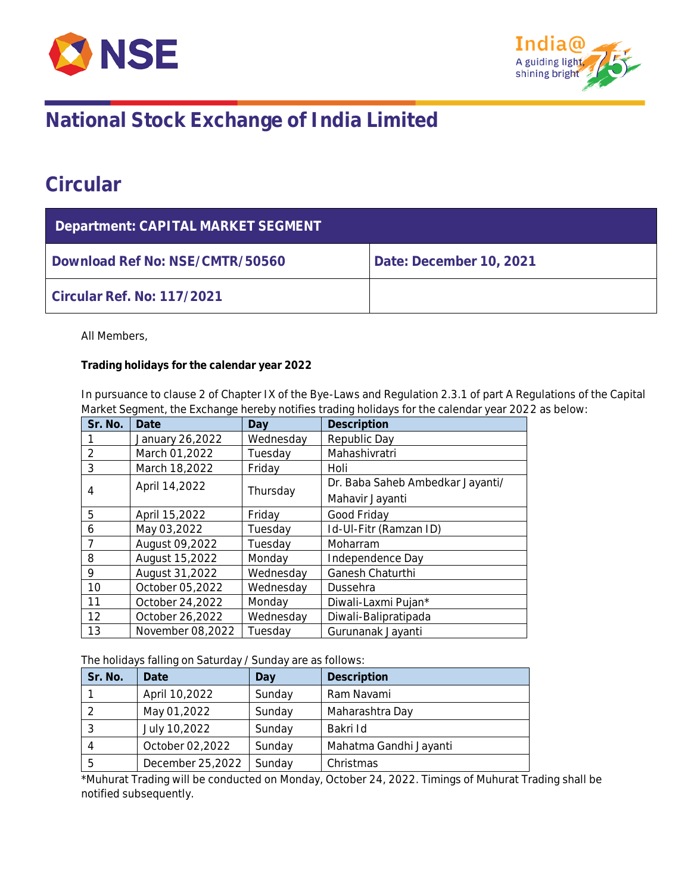# National Stock Exchange of India Limited

## Circular

| Department: CAPITAL MARKET SEGMENT | |
|---|---|
| **Download Ref No: NSE/CMTR/50560** | **Date: December 10, 2021** |
| **Circular Ref. No: 117/2021** | |

All Members,

**Trading holidays for the calendar year 2022**

In pursuance to clause 2 of Chapter IX of the Bye-Laws and Regulation 2.3.1 of part A Regulations of the Capital Market Segment, the Exchange hereby notifies trading holidays for the calendar year 2022 as below:

| Sr. No. | Date | Day | Description |
|---|---|---|---|
| 1 | January 26,2022 | Wednesday | Republic Day |
| 2 | March 01,2022 | Tuesday | Mahashivratri |
| 3 | March 18,2022 | Friday | Holi |
| 4 | April 14,2022 | Thursday | Dr. Baba Saheb Ambedkar Jayanti/ Mahavir Jayanti |
| 5 | April 15,2022 | Friday | Good Friday |
| 6 | May 03,2022 | Tuesday | Id-Ul-Fitr (Ramzan ID) |
| 7 | August 09,2022 | Tuesday | Moharram |
| 8 | August 15,2022 | Monday | Independence Day |
| 9 | August 31,2022 | Wednesday | Ganesh Chaturthi |
| 10 | October 05,2022 | Wednesday | Dussehra |
| 11 | October 24,2022 | Monday | Diwali-Laxmi Pujan* |
| 12 | October 26,2022 | Wednesday | Diwali-Balipratipada |
| 13 | November 08,2022 | Tuesday | Gurunanak Jayanti |

The holidays falling on Saturday / Sunday are as follows:

| Sr. No. | Date | Day | Description |
|---|---|---|---|
| 1 | April 10,2022 | Sunday | Ram Navami |
| 2 | May 01,2022 | Sunday | Maharashtra Day |
| 3 | July 10,2022 | Sunday | Bakri Id |
| 4 | October 02,2022 | Sunday | Mahatma Gandhi Jayanti |
| 5 | December 25,2022 | Sunday | Christmas |

*Muhurat Trading will be conducted on Monday, October 24, 2022. Timings of Muhurat Trading shall be notified subsequently.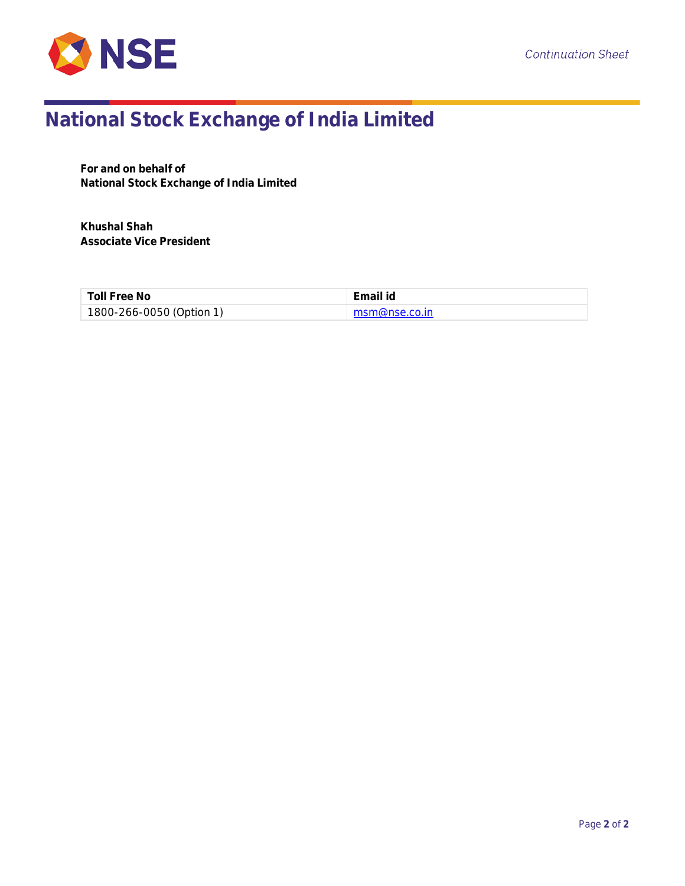**For and on behalf of**
**National Stock Exchange of India Limited**

**Khushal Shah**
**Associate Vice President**

| Toll Free No | Email id |
|---|---|
| 1800-266-0050 (Option 1) | msm@nse.co.in |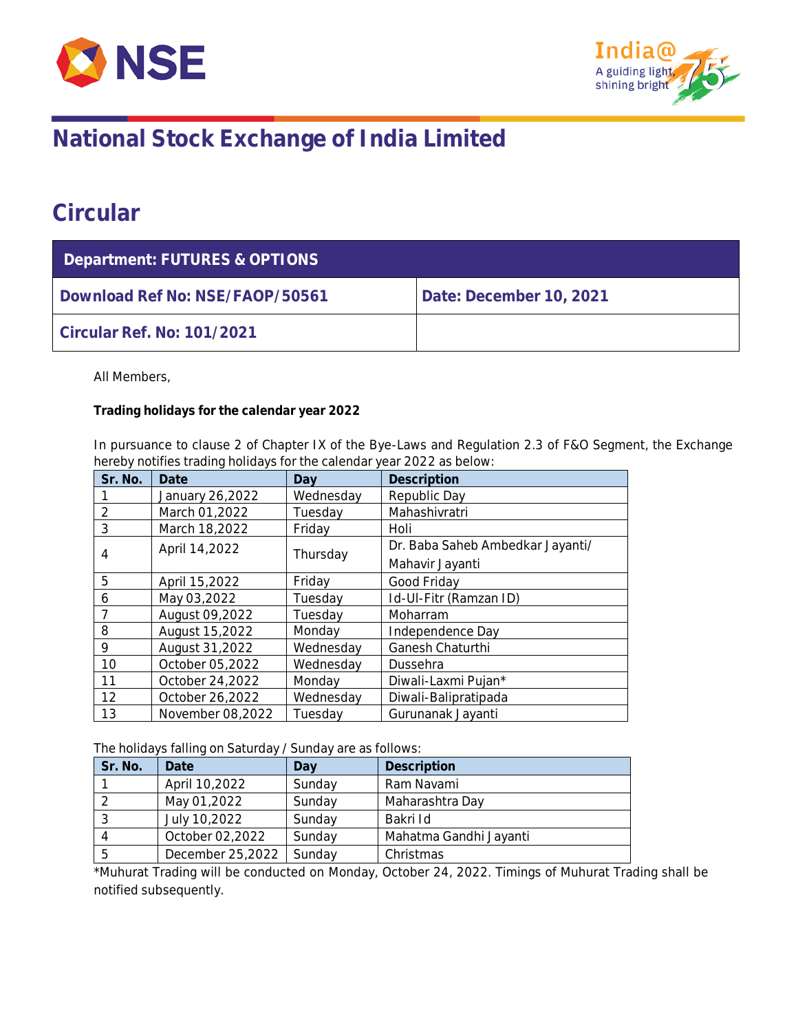# National Stock Exchange of India Limited

## Circular

| Department: FUTURES & OPTIONS | |
|---|---|
| Download Ref No: NSE/FAOP/50561 | Date: December 10, 2021 |
| Circular Ref. No: 101/2021 | |

All Members,

**Trading holidays for the calendar year 2022**

In pursuance to clause 2 of Chapter IX of the Bye-Laws and Regulation 2.3 of F&O Segment, the Exchange hereby notifies trading holidays for the calendar year 2022 as below:

| Sr. No. | Date | Day | Description |
|---|---|---|---|
| 1 | January 26,2022 | Wednesday | Republic Day |
| 2 | March 01,2022 | Tuesday | Mahashivratri |
| 3 | March 18,2022 | Friday | Holi |
| 4 | April 14,2022 | Thursday | Dr. Baba Saheb Ambedkar Jayanti/ Mahavir Jayanti |
| 5 | April 15,2022 | Friday | Good Friday |
| 6 | May 03,2022 | Tuesday | Id-Ul-Fitr (Ramzan ID) |
| 7 | August 09,2022 | Tuesday | Moharram |
| 8 | August 15,2022 | Monday | Independence Day |
| 9 | August 31,2022 | Wednesday | Ganesh Chaturthi |
| 10 | October 05,2022 | Wednesday | Dussehra |
| 11 | October 24,2022 | Monday | Diwali-Laxmi Pujan* |
| 12 | October 26,2022 | Wednesday | Diwali-Balipratipada |
| 13 | November 08,2022 | Tuesday | Gurunanak Jayanti |

The holidays falling on Saturday / Sunday are as follows:

| Sr. No. | Date | Day | Description |
|---|---|---|---|
| 1 | April 10,2022 | Sunday | Ram Navami |
| 2 | May 01,2022 | Sunday | Maharashtra Day |
| 3 | July 10,2022 | Sunday | Bakri Id |
| 4 | October 02,2022 | Sunday | Mahatma Gandhi Jayanti |
| 5 | December 25,2022 | Sunday | Christmas |

*Muhurat Trading will be conducted on Monday, October 24, 2022. Timings of Muhurat Trading shall be notified subsequently.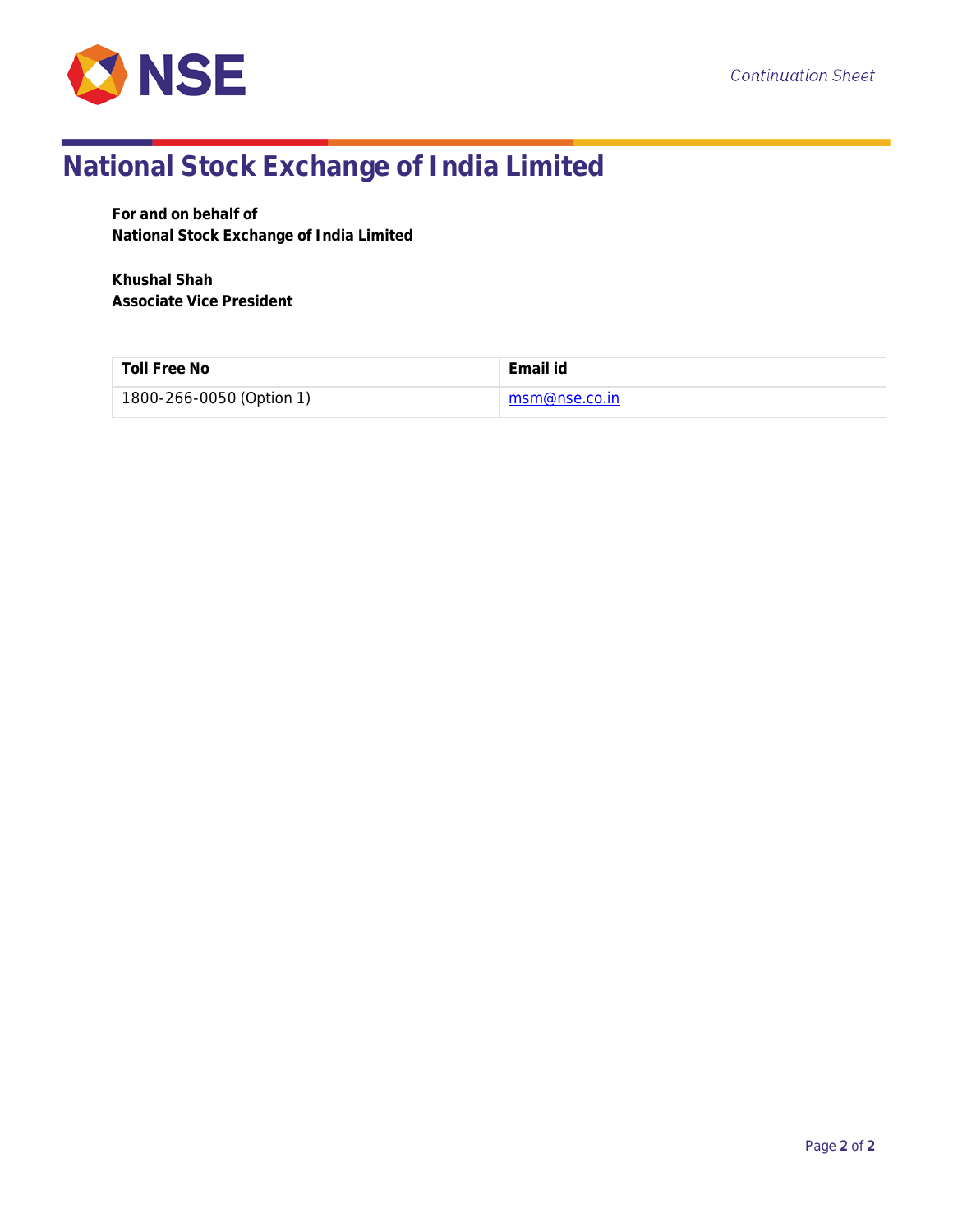# National Stock Exchange of India Limited

**For and on behalf of**
**National Stock Exchange of India Limited**

**Khushal Shah**
**Associate Vice President**

| Toll Free No | Email id |
| --- | --- |
| 1800-266-0050 (Option 1) | msm@nse.co.in |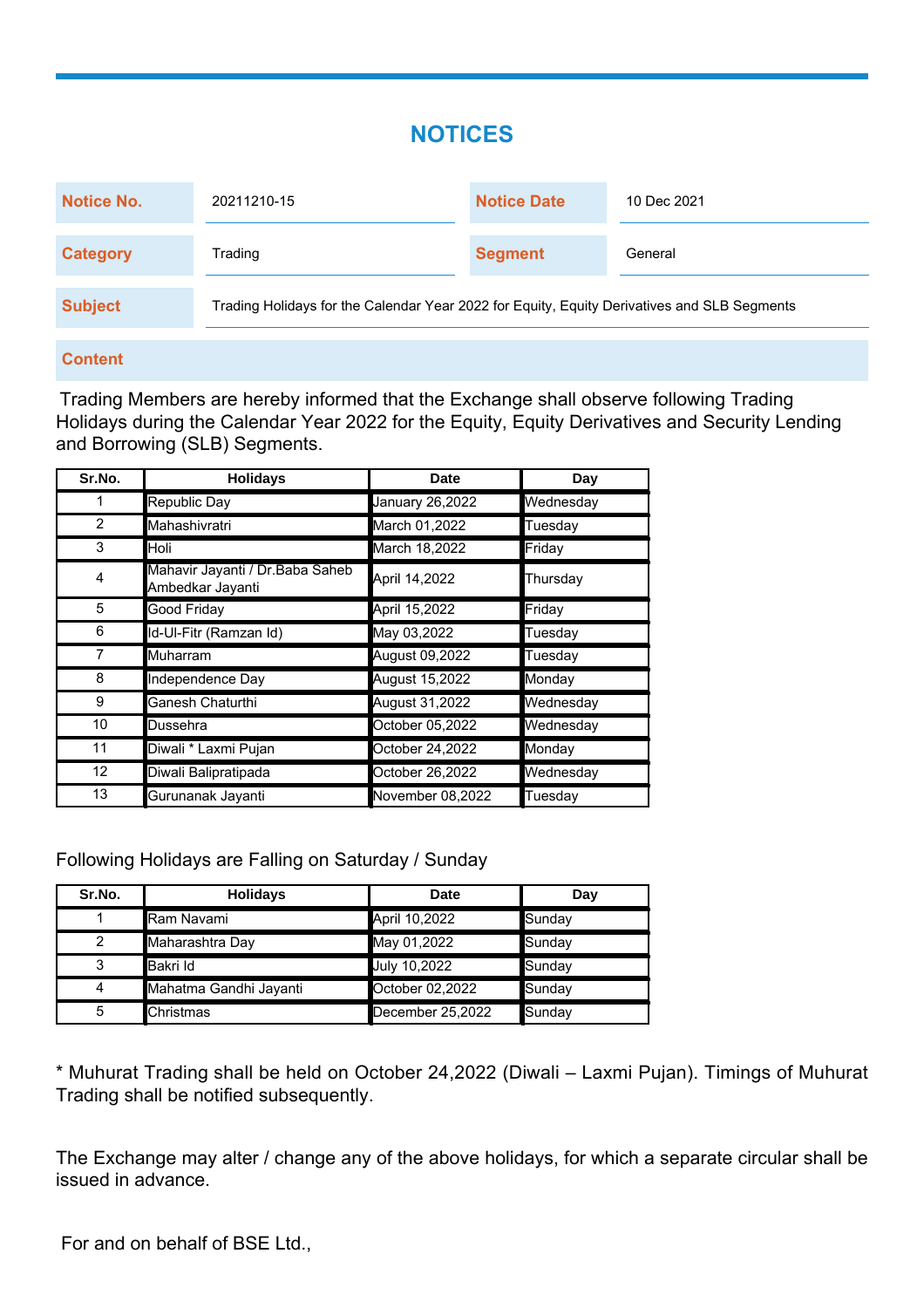# NOTICES

| Notice No. | 20211210-15 | Notice Date | 10 Dec 2021 |
|---|---|---|---|
| Category | Trading | Segment | General |
| Subject | Trading Holidays for the Calendar Year 2022 for Equity, Equity Derivatives and SLB Segments | | |

**Content**

Trading Members are hereby informed that the Exchange shall observe following Trading Holidays during the Calendar Year 2022 for the Equity, Equity Derivatives and Security Lending and Borrowing (SLB) Segments.

| Sr.No. | Holidays | Date | Day |
|---|---|---|---|
| 1 | Republic Day | January 26,2022 | Wednesday |
| 2 | Mahashivratri | March 01,2022 | Tuesday |
| 3 | Holi | March 18,2022 | Friday |
| 4 | Mahavir Jayanti / Dr.Baba Saheb Ambedkar Jayanti | April 14,2022 | Thursday |
| 5 | Good Friday | April 15,2022 | Friday |
| 6 | Id-Ul-Fitr (Ramzan Id) | May 03,2022 | Tuesday |
| 7 | Muharram | August 09,2022 | Tuesday |
| 8 | Independence Day | August 15,2022 | Monday |
| 9 | Ganesh Chaturthi | August 31,2022 | Wednesday |
| 10 | Dussehra | October 05,2022 | Wednesday |
| 11 | Diwali * Laxmi Pujan | October 24,2022 | Monday |
| 12 | Diwali Balipratipada | October 26,2022 | Wednesday |
| 13 | Gurunanak Jayanti | November 08,2022 | Tuesday |

Following Holidays are Falling on Saturday / Sunday

| Sr.No. | Holidays | Date | Day |
|---|---|---|---|
| 1 | Ram Navami | April 10,2022 | Sunday |
| 2 | Maharashtra Day | May 01,2022 | Sunday |
| 3 | Bakri Id | July 10,2022 | Sunday |
| 4 | Mahatma Gandhi Jayanti | October 02,2022 | Sunday |
| 5 | Christmas | December 25,2022 | Sunday |

* Muhurat Trading shall be held on October 24,2022 (Diwali – Laxmi Pujan). Timings of Muhurat Trading shall be notified subsequently.

The Exchange may alter / change any of the above holidays, for which a separate circular shall be issued in advance.

For and on behalf of BSE Ltd.,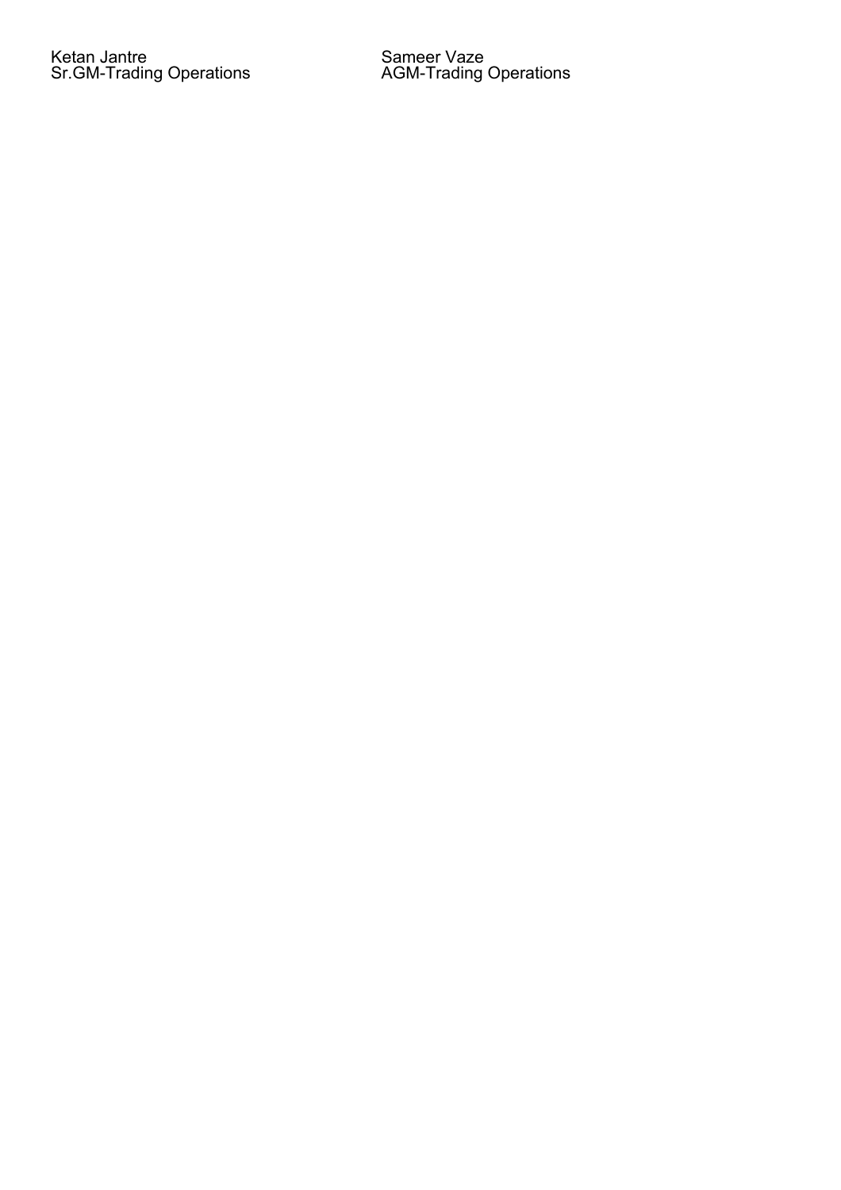Ketan Jantre
Sr.GM-Trading Operations

Sameer Vaze
AGM-Trading Operations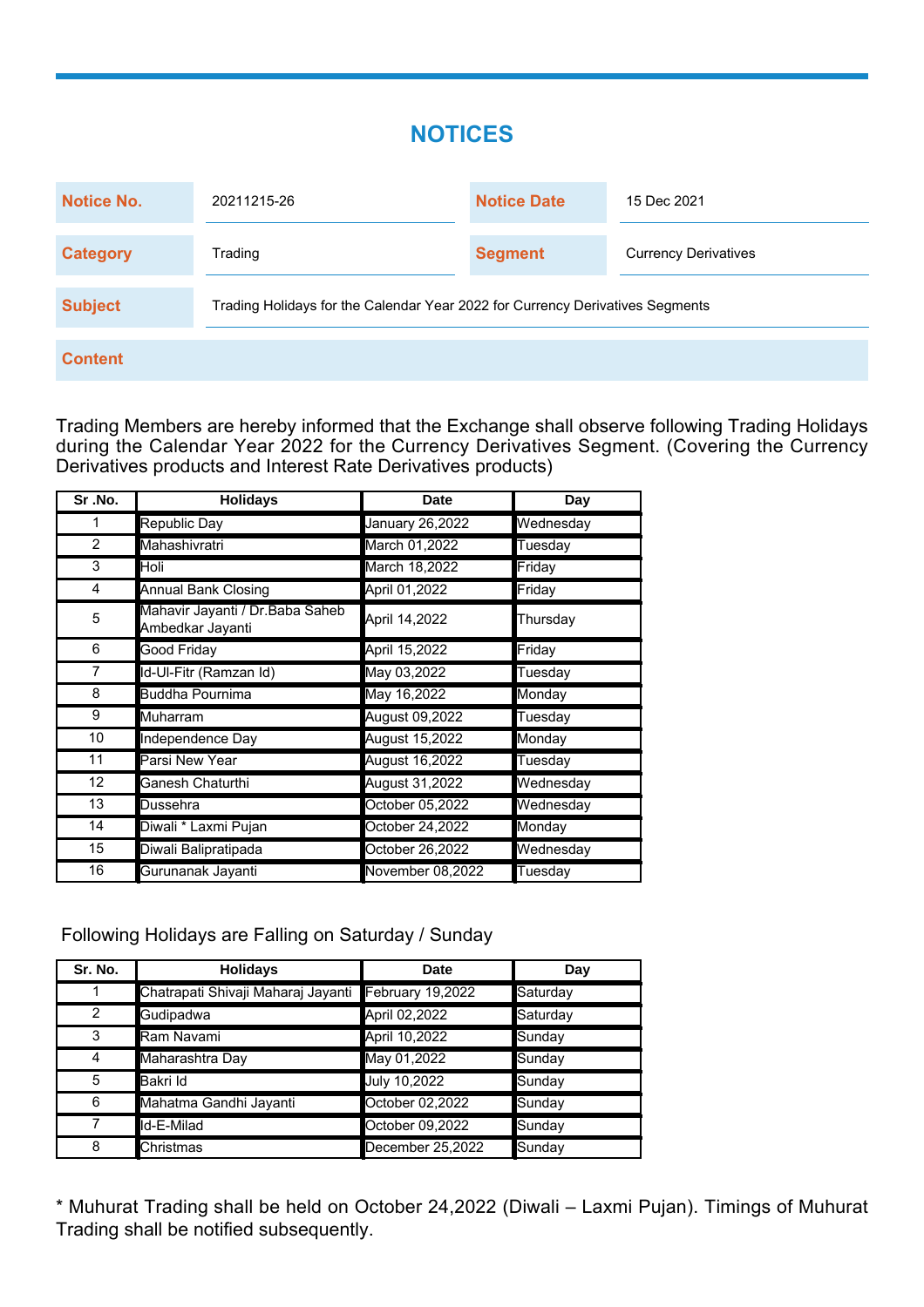# NOTICES

| Notice No. | 20211215-26 | Notice Date | 15 Dec 2021 |
|---|---|---|---|
| Category | Trading | Segment | Currency Derivatives |
| Subject | Trading Holidays for the Calendar Year 2022 for Currency Derivatives Segments | | |

**Content**

Trading Members are hereby informed that the Exchange shall observe following Trading Holidays during the Calendar Year 2022 for the Currency Derivatives Segment. (Covering the Currency Derivatives products and Interest Rate Derivatives products)

| Sr .No. | Holidays | Date | Day |
|---|---|---|---|
| 1 | Republic Day | January 26,2022 | Wednesday |
| 2 | Mahashivratri | March 01,2022 | Tuesday |
| 3 | Holi | March 18,2022 | Friday |
| 4 | Annual Bank Closing | April 01,2022 | Friday |
| 5 | Mahavir Jayanti / Dr.Baba Saheb Ambedkar Jayanti | April 14,2022 | Thursday |
| 6 | Good Friday | April 15,2022 | Friday |
| 7 | Id-Ul-Fitr (Ramzan Id) | May 03,2022 | Tuesday |
| 8 | Buddha Pournima | May 16,2022 | Monday |
| 9 | Muharram | August 09,2022 | Tuesday |
| 10 | Independence Day | August 15,2022 | Monday |
| 11 | Parsi New Year | August 16,2022 | Tuesday |
| 12 | Ganesh Chaturthi | August 31,2022 | Wednesday |
| 13 | Dussehra | October 05,2022 | Wednesday |
| 14 | Diwali * Laxmi Pujan | October 24,2022 | Monday |
| 15 | Diwali Balipratipada | October 26,2022 | Wednesday |
| 16 | Gurunanak Jayanti | November 08,2022 | Tuesday |

Following Holidays are Falling on Saturday / Sunday

| Sr. No. | Holidays | Date | Day |
|---|---|---|---|
| 1 | Chatrapati Shivaji Maharaj Jayanti | February 19,2022 | Saturday |
| 2 | Gudipadwa | April 02,2022 | Saturday |
| 3 | Ram Navami | April 10,2022 | Sunday |
| 4 | Maharashtra Day | May 01,2022 | Sunday |
| 5 | Bakri Id | July 10,2022 | Sunday |
| 6 | Mahatma Gandhi Jayanti | October 02,2022 | Sunday |
| 7 | Id-E-Milad | October 09,2022 | Sunday |
| 8 | Christmas | December 25,2022 | Sunday |

* Muhurat Trading shall be held on October 24,2022 (Diwali – Laxmi Pujan). Timings of Muhurat Trading shall be notified subsequently.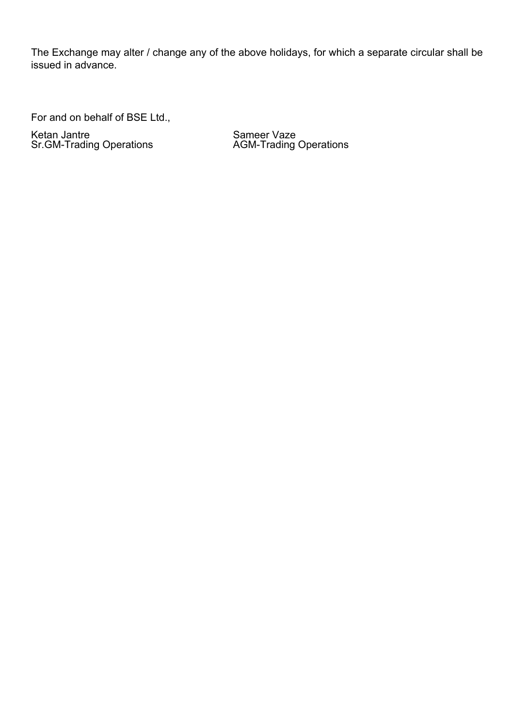The Exchange may alter / change any of the above holidays, for which a separate circular shall be issued in advance.

For and on behalf of BSE Ltd.,

Ketan Jantre
Sr.GM-Trading Operations

Sameer Vaze
AGM-Trading Operations